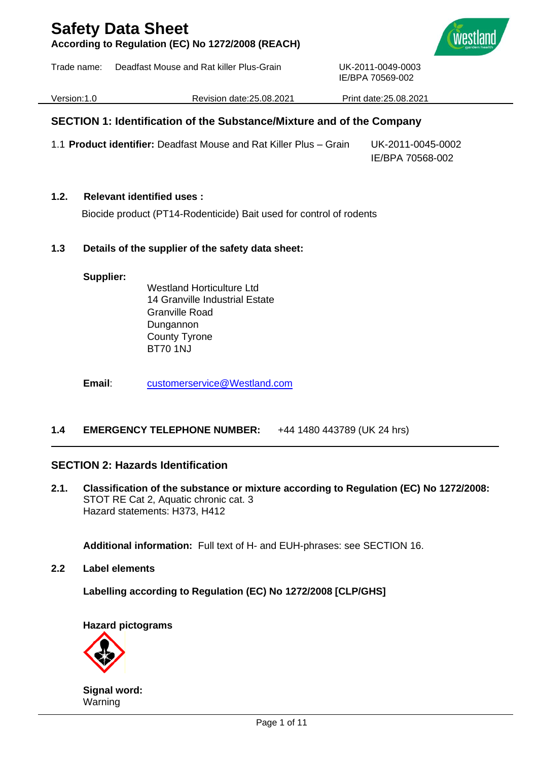# Safety Data Sheet

**According to Regulation (EC) No 1272/2008 (REACH)**

Trade name: Deadfast Mouse and Rat killer Plus-Grain UK-2011-0049-0003
IE/BPA 70569-002

Version:1.0 Revision date:25.08.2021 Print date:25.08.2021

## SECTION 1: Identification of the Substance/Mixture and of the Company

1.1 **Product identifier:** Deadfast Mouse and Rat Killer Plus – Grain UK-2011-0045-0002
IE/BPA 70568-002

**1.2. Relevant identified uses :**

Biocide product (PT14-Rodenticide) Bait used for control of rodents

**1.3 Details of the supplier of the safety data sheet:**

**Supplier:**

Westland Horticulture Ltd
14 Granville Industrial Estate
Granville Road
Dungannon
County Tyrone
BT70 1NJ

**Email**: customerservice@Westland.com

**1.4 EMERGENCY TELEPHONE NUMBER:** +44 1480 443789 (UK 24 hrs)

## SECTION 2: Hazards Identification

**2.1. Classification of the substance or mixture according to Regulation (EC) No 1272/2008:**
STOT RE Cat 2, Aquatic chronic cat. 3
Hazard statements: H373, H412

**Additional information:** Full text of H- and EUH-phrases: see SECTION 16.

**2.2 Label elements**

**Labelling according to Regulation (EC) No 1272/2008 [CLP/GHS]**

**Hazard pictograms**

**Signal word:**
Warning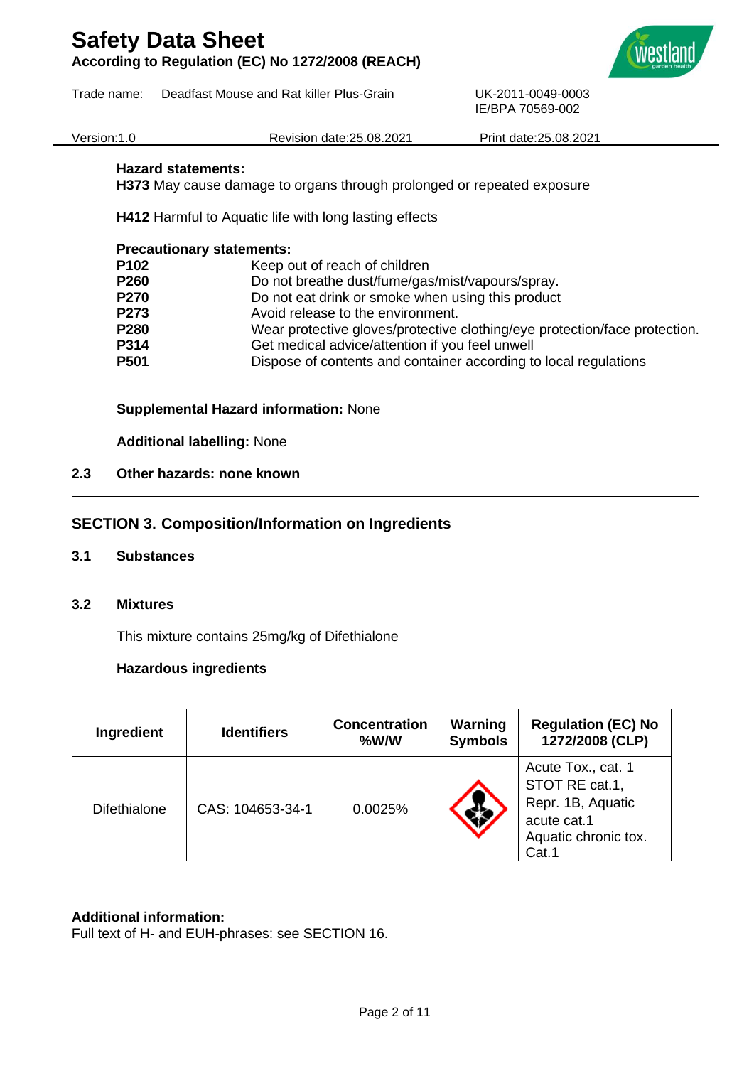**Hazard statements:**
**H373** May cause damage to organs through prolonged or repeated exposure

**H412** Harmful to Aquatic life with long lasting effects

**Precautionary statements:**

| | |
|---|---|
| **P102** | Keep out of reach of children |
| **P260** | Do not breathe dust/fume/gas/mist/vapours/spray. |
| **P270** | Do not eat drink or smoke when using this product |
| **P273** | Avoid release to the environment. |
| **P280** | Wear protective gloves/protective clothing/eye protection/face protection. |
| **P314** | Get medical advice/attention if you feel unwell |
| **P501** | Dispose of contents and container according to local regulations |

**Supplemental Hazard information:** None

**Additional labelling:** None

**2.3 Other hazards: none known**

## SECTION 3. Composition/Information on Ingredients

### 3.1 Substances

### 3.2 Mixtures

This mixture contains 25mg/kg of Difethialone

**Hazardous ingredients**

| Ingredient | Identifiers | Concentration %W/W | Warning Symbols | Regulation (EC) No 1272/2008 (CLP) |
|---|---|---|---|---|
| Difethialone | CAS: 104653-34-1 | 0.0025% | | Acute Tox., cat. 1 STOT RE cat.1, Repr. 1B, Aquatic acute cat.1 Aquatic chronic tox. Cat.1 |

**Additional information:**
Full text of H- and EUH-phrases: see SECTION 16.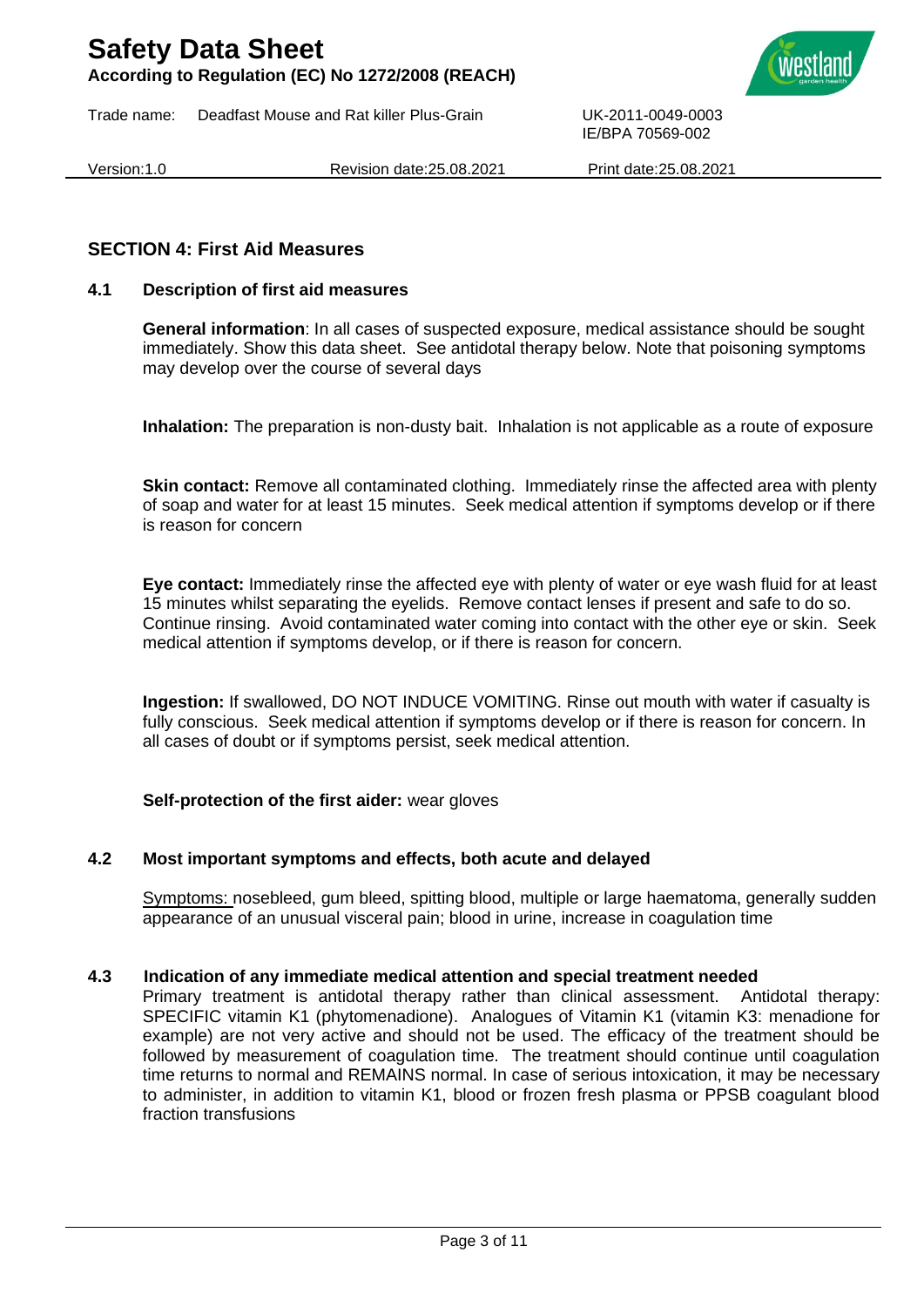## SECTION 4: First Aid Measures

### 4.1 Description of first aid measures

**General information**: In all cases of suspected exposure, medical assistance should be sought immediately. Show this data sheet. See antidotal therapy below. Note that poisoning symptoms may develop over the course of several days

**Inhalation:** The preparation is non-dusty bait. Inhalation is not applicable as a route of exposure

**Skin contact:** Remove all contaminated clothing. Immediately rinse the affected area with plenty of soap and water for at least 15 minutes. Seek medical attention if symptoms develop or if there is reason for concern

**Eye contact:** Immediately rinse the affected eye with plenty of water or eye wash fluid for at least 15 minutes whilst separating the eyelids. Remove contact lenses if present and safe to do so. Continue rinsing. Avoid contaminated water coming into contact with the other eye or skin. Seek medical attention if symptoms develop, or if there is reason for concern.

**Ingestion:** If swallowed, DO NOT INDUCE VOMITING. Rinse out mouth with water if casualty is fully conscious. Seek medical attention if symptoms develop or if there is reason for concern. In all cases of doubt or if symptoms persist, seek medical attention.

**Self-protection of the first aider:** wear gloves

### 4.2 Most important symptoms and effects, both acute and delayed

Symptoms: nosebleed, gum bleed, spitting blood, multiple or large haematoma, generally sudden appearance of an unusual visceral pain; blood in urine, increase in coagulation time

### 4.3 Indication of any immediate medical attention and special treatment needed

Primary treatment is antidotal therapy rather than clinical assessment. Antidotal therapy: SPECIFIC vitamin K1 (phytomenadione). Analogues of Vitamin K1 (vitamin K3: menadione for example) are not very active and should not be used. The efficacy of the treatment should be followed by measurement of coagulation time. The treatment should continue until coagulation time returns to normal and REMAINS normal. In case of serious intoxication, it may be necessary to administer, in addition to vitamin K1, blood or frozen fresh plasma or PPSB coagulant blood fraction transfusions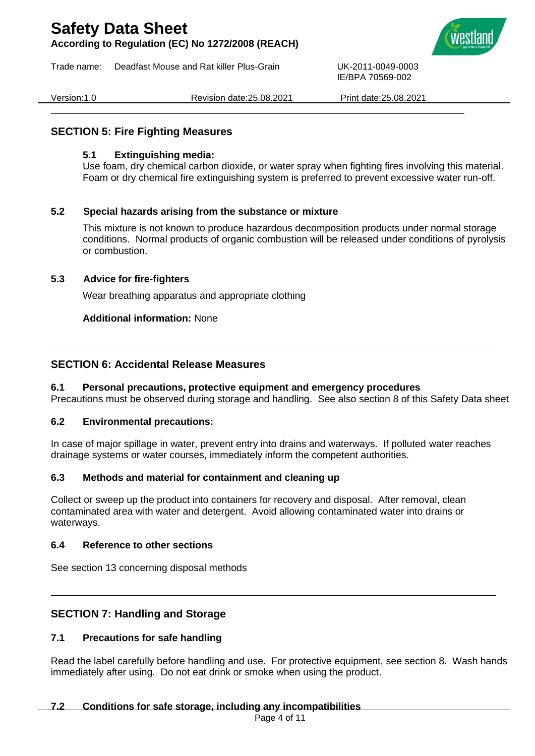## SECTION 5: Fire Fighting Measures

### 5.1 Extinguishing media:

Use foam, dry chemical carbon dioxide, or water spray when fighting fires involving this material. Foam or dry chemical fire extinguishing system is preferred to prevent excessive water run-off.

### 5.2 Special hazards arising from the substance or mixture

This mixture is not known to produce hazardous decomposition products under normal storage conditions. Normal products of organic combustion will be released under conditions of pyrolysis or combustion.

### 5.3 Advice for fire-fighters

Wear breathing apparatus and appropriate clothing

**Additional information:** None

## SECTION 6: Accidental Release Measures

### 6.1 Personal precautions, protective equipment and emergency procedures

Precautions must be observed during storage and handling. See also section 8 of this Safety Data sheet

### 6.2 Environmental precautions:

In case of major spillage in water, prevent entry into drains and waterways. If polluted water reaches drainage systems or water courses, immediately inform the competent authorities.

### 6.3 Methods and material for containment and cleaning up

Collect or sweep up the product into containers for recovery and disposal. After removal, clean contaminated area with water and detergent. Avoid allowing contaminated water into drains or waterways.

### 6.4 Reference to other sections

See section 13 concerning disposal methods

## SECTION 7: Handling and Storage

### 7.1 Precautions for safe handling

Read the label carefully before handling and use. For protective equipment, see section 8. Wash hands immediately after using. Do not eat drink or smoke when using the product.

### 7.2 Conditions for safe storage, including any incompatibilities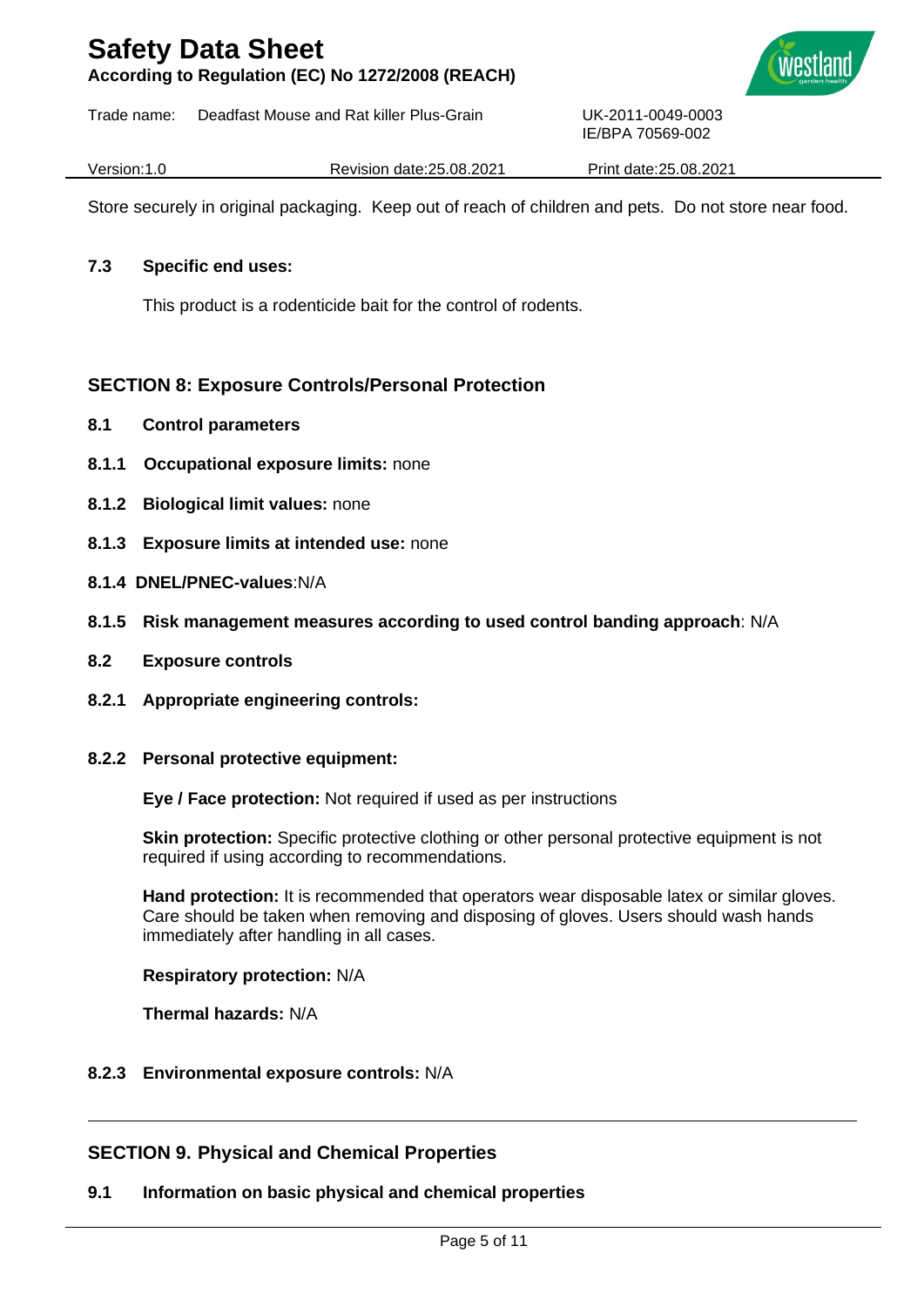Store securely in original packaging. Keep out of reach of children and pets. Do not store near food.

### 7.3 Specific end uses:

This product is a rodenticide bait for the control of rodents.

## SECTION 8: Exposure Controls/Personal Protection

### 8.1 Control parameters

**8.1.1 Occupational exposure limits:** none

**8.1.2 Biological limit values:** none

**8.1.3 Exposure limits at intended use:** none

**8.1.4 DNEL/PNEC-values**:N/A

**8.1.5 Risk management measures according to used control banding approach**: N/A

### 8.2 Exposure controls

**8.2.1 Appropriate engineering controls:**

**8.2.2 Personal protective equipment:**

**Eye / Face protection:** Not required if used as per instructions

**Skin protection:** Specific protective clothing or other personal protective equipment is not required if using according to recommendations.

**Hand protection:** It is recommended that operators wear disposable latex or similar gloves. Care should be taken when removing and disposing of gloves. Users should wash hands immediately after handling in all cases.

**Respiratory protection:** N/A

**Thermal hazards:** N/A

**8.2.3 Environmental exposure controls:** N/A

## SECTION 9. Physical and Chemical Properties

### 9.1 Information on basic physical and chemical properties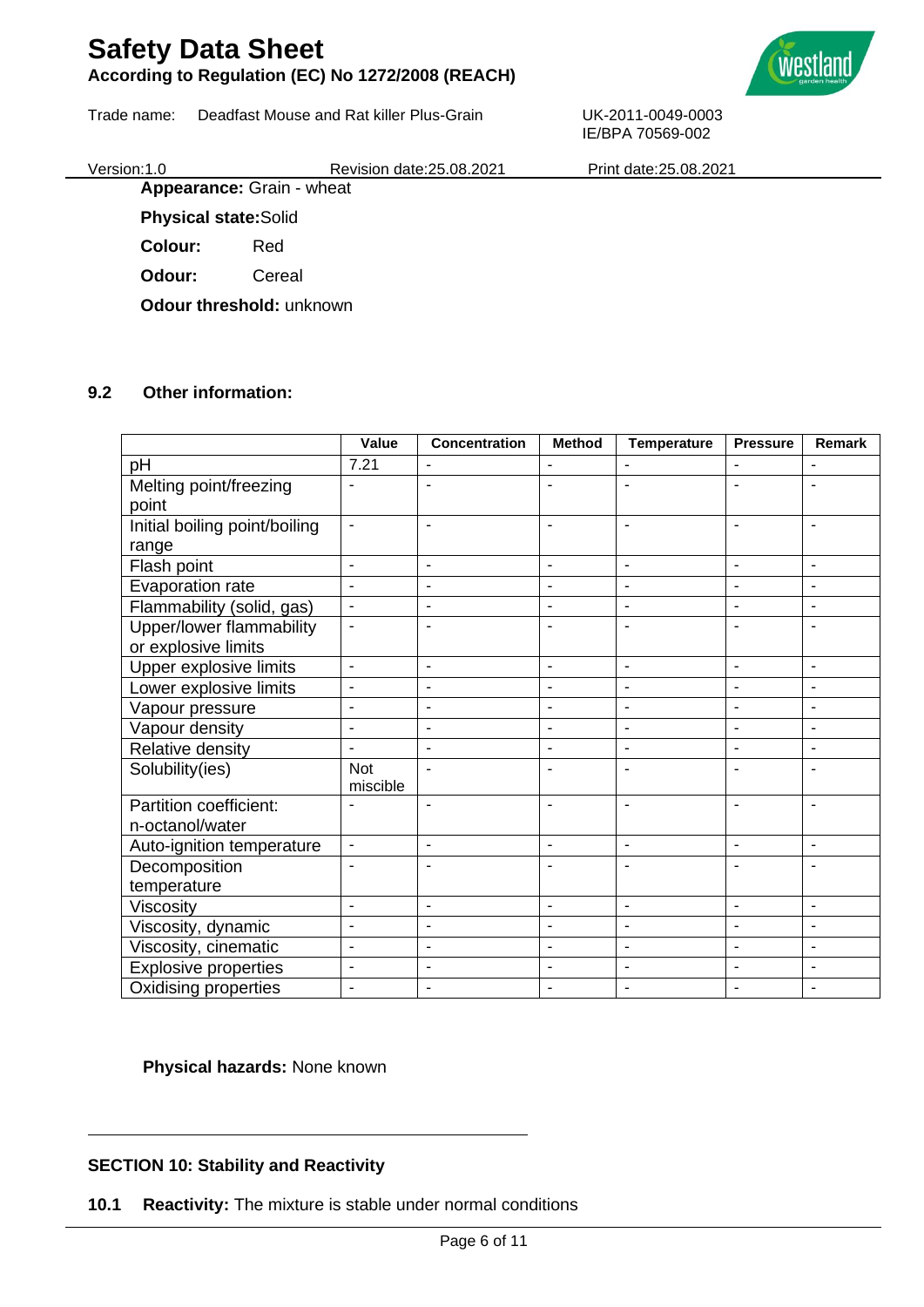**Appearance:** Grain - wheat

**Physical state:** Solid

**Colour:** Red

**Odour:** Cereal

**Odour threshold:** unknown

## 9.2 Other information:

| | Value | Concentration | Method | Temperature | Pressure | Remark |
|---|---|---|---|---|---|---|
| pH | 7.21 | - | - | - | - | - |
| Melting point/freezing point | - | - | - | - | - | - |
| Initial boiling point/boiling range | - | - | - | - | - | - |
| Flash point | - | - | - | - | - | - |
| Evaporation rate | - | - | - | - | - | - |
| Flammability (solid, gas) | - | - | - | - | - | - |
| Upper/lower flammability or explosive limits | - | - | - | - | - | - |
| Upper explosive limits | - | - | - | - | - | - |
| Lower explosive limits | - | - | - | - | - | - |
| Vapour pressure | - | - | - | - | - | - |
| Vapour density | - | - | - | - | - | - |
| Relative density | - | - | - | - | - | - |
| Solubility(ies) | Not miscible | - | - | - | - | - |
| Partition coefficient: n-octanol/water | - | - | - | - | - | - |
| Auto-ignition temperature | - | - | - | - | - | - |
| Decomposition temperature | - | - | - | - | - | - |
| Viscosity | - | - | - | - | - | - |
| Viscosity, dynamic | - | - | - | - | - | - |
| Viscosity, cinematic | - | - | - | - | - | - |
| Explosive properties | - | - | - | - | - | - |
| Oxidising properties | - | - | - | - | - | - |

**Physical hazards:** None known

## SECTION 10: Stability and Reactivity

**10.1 Reactivity:** The mixture is stable under normal conditions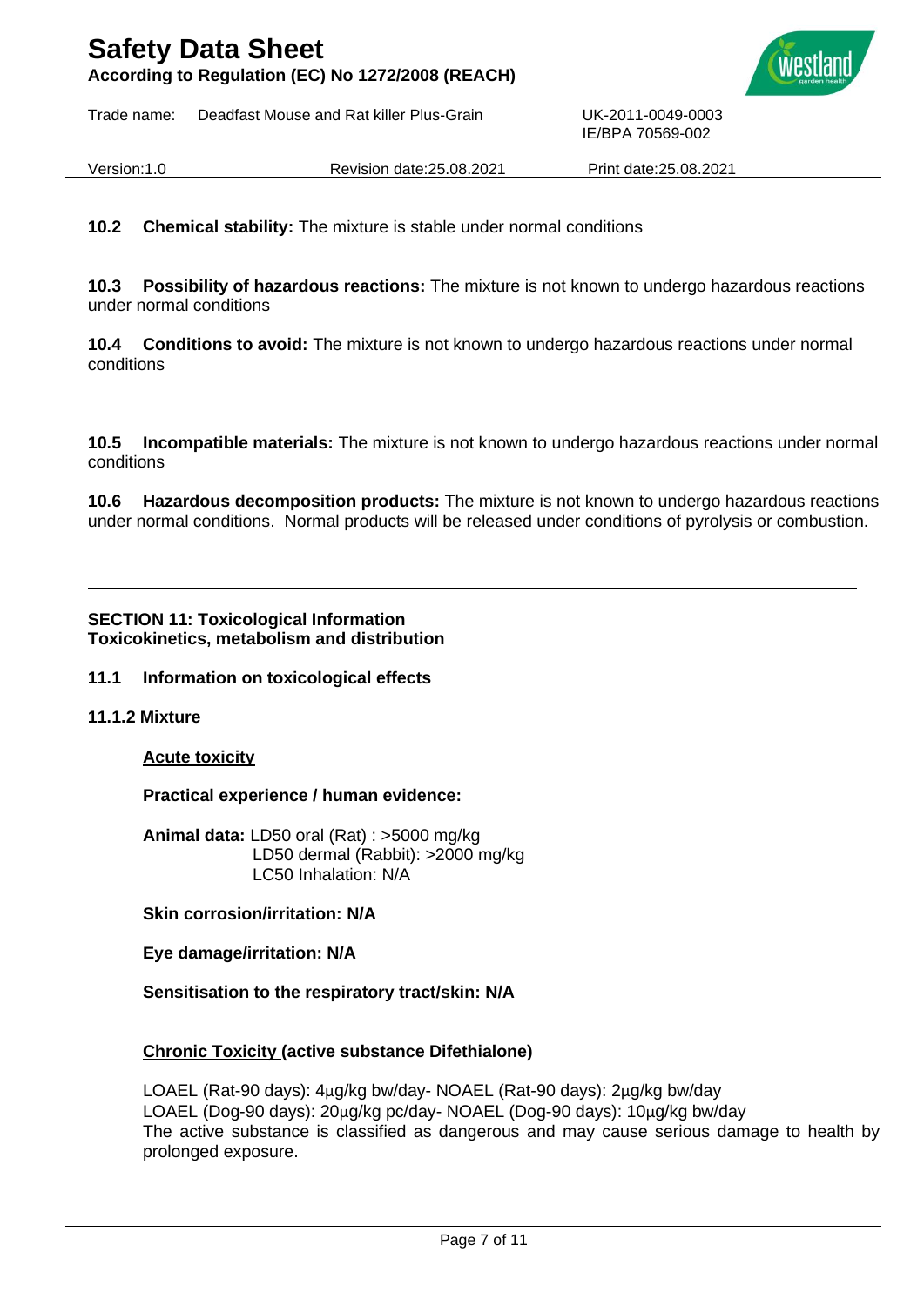**10.2 Chemical stability:** The mixture is stable under normal conditions

**10.3 Possibility of hazardous reactions:** The mixture is not known to undergo hazardous reactions under normal conditions

**10.4 Conditions to avoid:** The mixture is not known to undergo hazardous reactions under normal conditions

**10.5 Incompatible materials:** The mixture is not known to undergo hazardous reactions under normal conditions

**10.6 Hazardous decomposition products:** The mixture is not known to undergo hazardous reactions under normal conditions. Normal products will be released under conditions of pyrolysis or combustion.

---

## SECTION 11: Toxicological Information
**Toxicokinetics, metabolism and distribution**

### 11.1 Information on toxicological effects

#### 11.1.2 Mixture

**Acute toxicity**

**Practical experience / human evidence:**

**Animal data:** LD50 oral (Rat) : >5000 mg/kg
LD50 dermal (Rabbit): >2000 mg/kg
LC50 Inhalation: N/A

**Skin corrosion/irritation: N/A**

**Eye damage/irritation: N/A**

**Sensitisation to the respiratory tract/skin: N/A**

**Chronic Toxicity (active substance Difethialone)**

LOAEL (Rat-90 days): 4µg/kg bw/day- NOAEL (Rat-90 days): 2µg/kg bw/day
LOAEL (Dog-90 days): 20µg/kg pc/day- NOAEL (Dog-90 days): 10µg/kg bw/day
The active substance is classified as dangerous and may cause serious damage to health by prolonged exposure.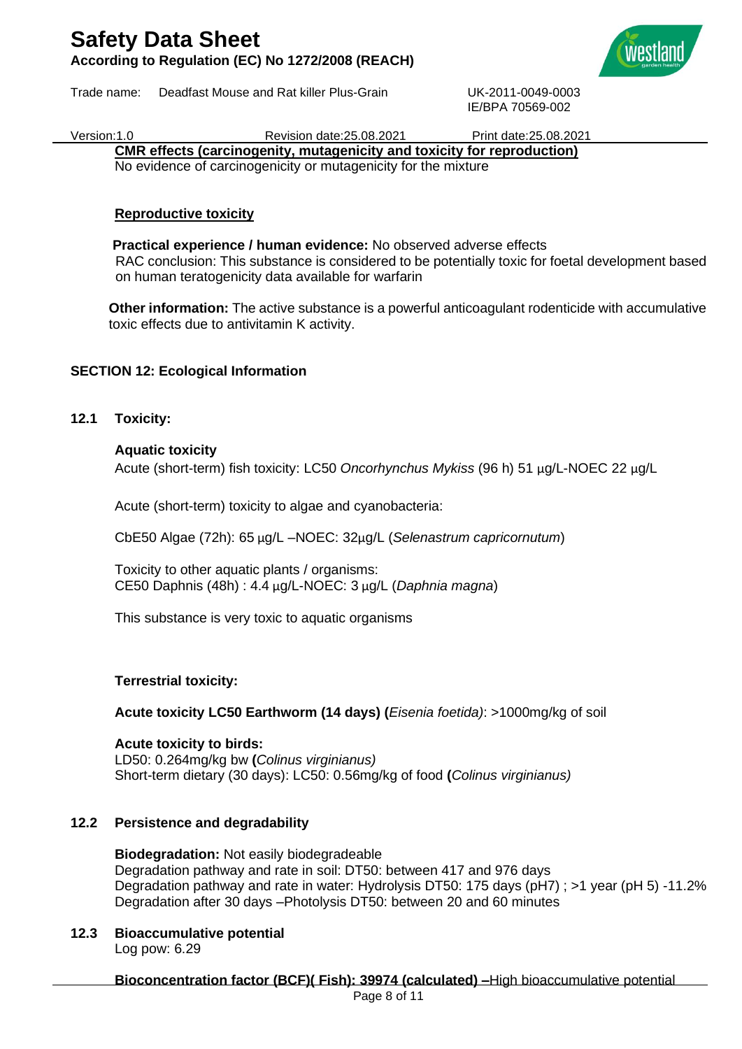**CMR effects (carcinogenity, mutagenicity and toxicity for reproduction)**
No evidence of carcinogenicity or mutagenicity for the mixture

**Reproductive toxicity**

**Practical experience / human evidence:** No observed adverse effects
RAC conclusion: This substance is considered to be potentially toxic for foetal development based on human teratogenicity data available for warfarin

**Other information:** The active substance is a powerful anticoagulant rodenticide with accumulative toxic effects due to antivitamin K activity.

## SECTION 12: Ecological Information

### 12.1 Toxicity:

**Aquatic toxicity**
Acute (short-term) fish toxicity: LC50 *Oncorhynchus Mykiss* (96 h) 51 µg/L-NOEC 22 µg/L

Acute (short-term) toxicity to algae and cyanobacteria:

CbE50 Algae (72h): 65 µg/L –NOEC: 32µg/L (*Selenastrum capricornutum*)

Toxicity to other aquatic plants / organisms:
CE50 Daphnis (48h) : 4.4 µg/L-NOEC: 3 µg/L (*Daphnia magna*)

This substance is very toxic to aquatic organisms

**Terrestrial toxicity:**

**Acute toxicity LC50 Earthworm (14 days) (***Eisenia foetida)*: >1000mg/kg of soil

**Acute toxicity to birds:**
LD50: 0.264mg/kg bw **(***Colinus virginianus)*
Short-term dietary (30 days): LC50: 0.56mg/kg of food **(***Colinus virginianus)*

### 12.2 Persistence and degradability

**Biodegradation:** Not easily biodegradeable
Degradation pathway and rate in soil: DT50: between 417 and 976 days
Degradation pathway and rate in water: Hydrolysis DT50: 175 days (pH7) ; >1 year (pH 5) -11.2% Degradation after 30 days –Photolysis DT50: between 20 and 60 minutes

### 12.3 Bioaccumulative potential

Log pow: 6.29

**Bioconcentration factor (BCF)( Fish): 39974 (calculated) –**High bioaccumulative potential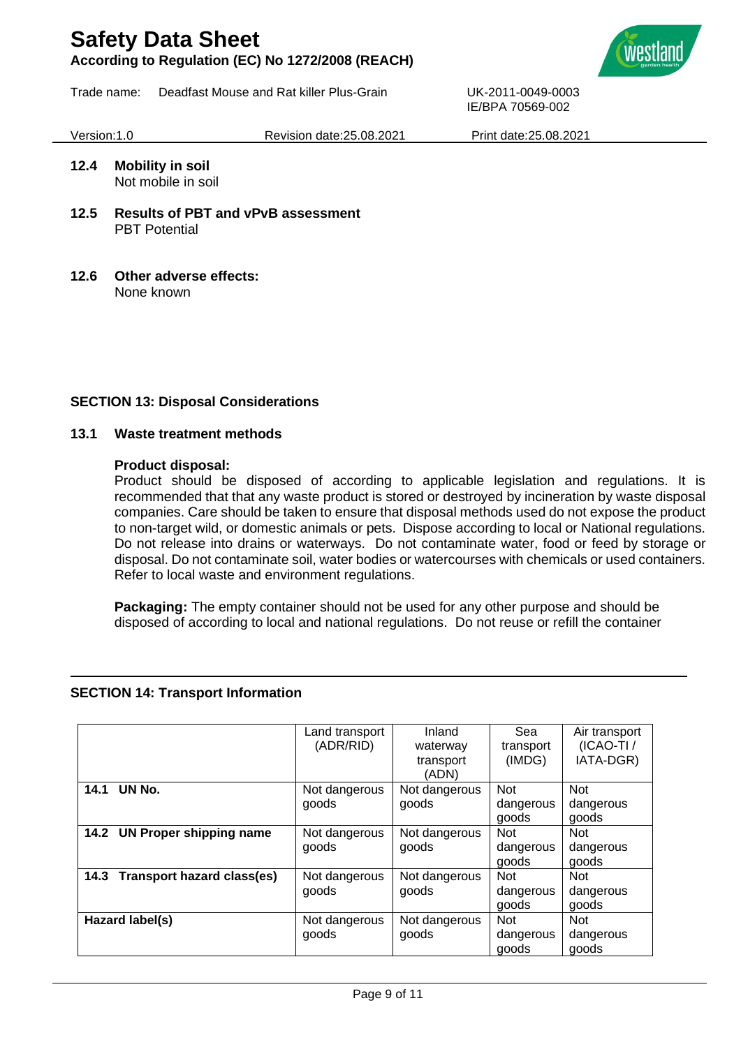**12.4 Mobility in soil**
Not mobile in soil

**12.5 Results of PBT and vPvB assessment**
PBT Potential

**12.6 Other adverse effects:**
None known

## SECTION 13: Disposal Considerations

**13.1 Waste treatment methods**

**Product disposal:**
Product should be disposed of according to applicable legislation and regulations. It is recommended that that any waste product is stored or destroyed by incineration by waste disposal companies. Care should be taken to ensure that disposal methods used do not expose the product to non-target wild, or domestic animals or pets. Dispose according to local or National regulations. Do not release into drains or waterways. Do not contaminate water, food or feed by storage or disposal. Do not contaminate soil, water bodies or watercourses with chemicals or used containers. Refer to local waste and environment regulations.

**Packaging:** The empty container should not be used for any other purpose and should be disposed of according to local and national regulations. Do not reuse or refill the container

## SECTION 14: Transport Information

| | Land transport (ADR/RID) | Inland waterway transport (ADN) | Sea transport (IMDG) | Air transport (ICAO-TI / IATA-DGR) |
|---|---|---|---|---|
| **14.1 UN No.** | Not dangerous goods | Not dangerous goods | Not dangerous goods | Not dangerous goods |
| **14.2 UN Proper shipping name** | Not dangerous goods | Not dangerous goods | Not dangerous goods | Not dangerous goods |
| **14.3 Transport hazard class(es)** | Not dangerous goods | Not dangerous goods | Not dangerous goods | Not dangerous goods |
| **Hazard label(s)** | Not dangerous goods | Not dangerous goods | Not dangerous goods | Not dangerous goods |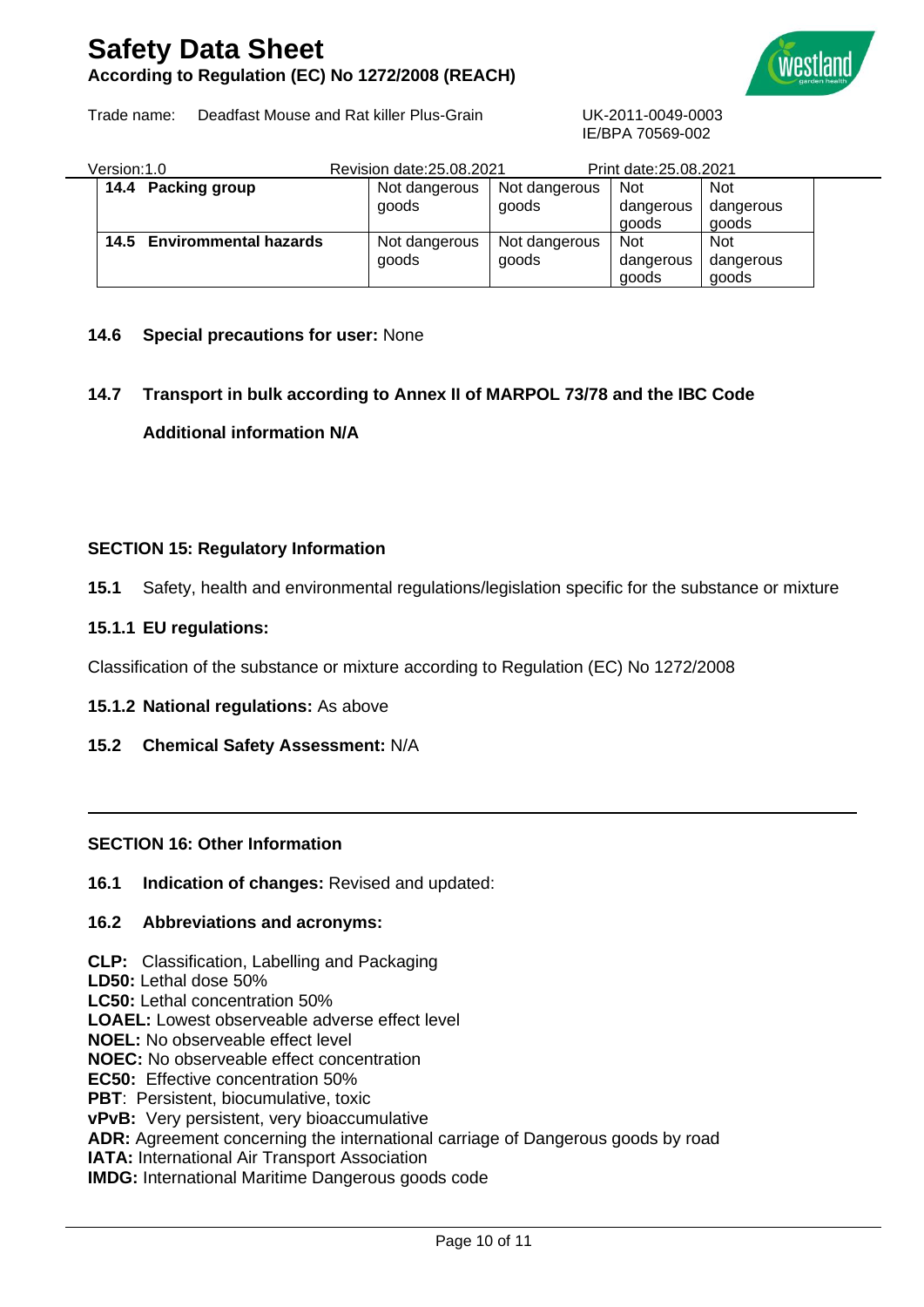| 14.4 Packing group | Not dangerous goods | Not dangerous goods | Not dangerous goods | Not dangerous goods |
|---|---|---|---|---|
| 14.5 Enviromnental hazards | Not dangerous goods | Not dangerous goods | Not dangerous goods | Not dangerous goods |

**14.6 Special precautions for user:** None

**14.7 Transport in bulk according to Annex II of MARPOL 73/78 and the IBC Code**

**Additional information N/A**

## SECTION 15: Regulatory Information

**15.1** Safety, health and environmental regulations/legislation specific for the substance or mixture

**15.1.1 EU regulations:**

Classification of the substance or mixture according to Regulation (EC) No 1272/2008

**15.1.2 National regulations:** As above

**15.2 Chemical Safety Assessment:** N/A

## SECTION 16: Other Information

**16.1 Indication of changes:** Revised and updated:

**16.2 Abbreviations and acronyms:**

**CLP:** Classification, Labelling and Packaging
**LD50:** Lethal dose 50%
**LC50:** Lethal concentration 50%
**LOAEL:** Lowest observeable adverse effect level
**NOEL:** No observeable effect level
**NOEC:** No observeable effect concentration
**EC50:** Effective concentration 50%
**PBT**: Persistent, biocumulative, toxic
**vPvB:** Very persistent, very bioaccumulative
**ADR:** Agreement concerning the international carriage of Dangerous goods by road
**IATA:** International Air Transport Association
**IMDG:** International Maritime Dangerous goods code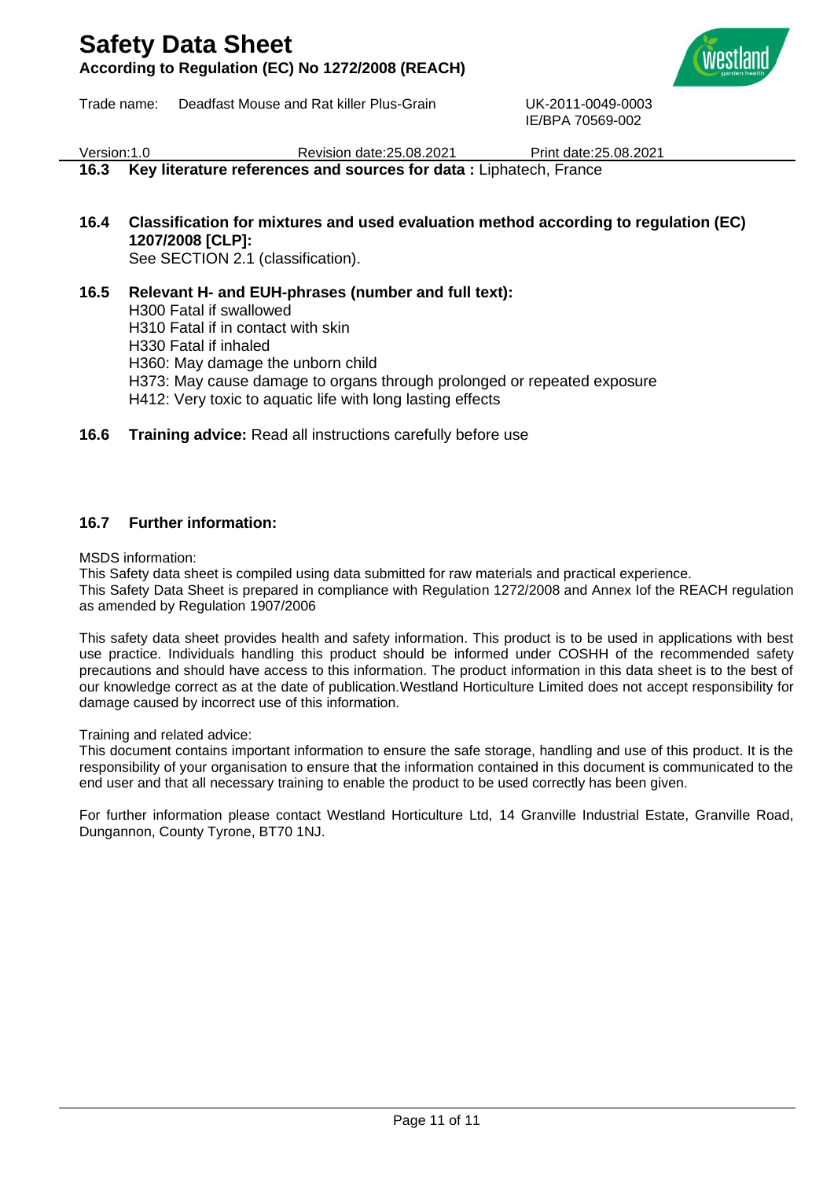**16.3 Key literature references and sources for data :** Liphatech, France

**16.4 Classification for mixtures and used evaluation method according to regulation (EC) 1207/2008 [CLP]:**
See SECTION 2.1 (classification).

**16.5 Relevant H- and EUH-phrases (number and full text):**
H300 Fatal if swallowed
H310 Fatal if in contact with skin
H330 Fatal if inhaled
H360: May damage the unborn child
H373: May cause damage to organs through prolonged or repeated exposure
H412: Very toxic to aquatic life with long lasting effects

**16.6 Training advice:** Read all instructions carefully before use

**16.7 Further information:**

MSDS information:
This Safety data sheet is compiled using data submitted for raw materials and practical experience.
This Safety Data Sheet is prepared in compliance with Regulation 1272/2008 and Annex Iof the REACH regulation as amended by Regulation 1907/2006

This safety data sheet provides health and safety information. This product is to be used in applications with best use practice. Individuals handling this product should be informed under COSHH of the recommended safety precautions and should have access to this information. The product information in this data sheet is to the best of our knowledge correct as at the date of publication.Westland Horticulture Limited does not accept responsibility for damage caused by incorrect use of this information.

Training and related advice:
This document contains important information to ensure the safe storage, handling and use of this product. It is the responsibility of your organisation to ensure that the information contained in this document is communicated to the end user and that all necessary training to enable the product to be used correctly has been given.

For further information please contact Westland Horticulture Ltd, 14 Granville Industrial Estate, Granville Road, Dungannon, County Tyrone, BT70 1NJ.